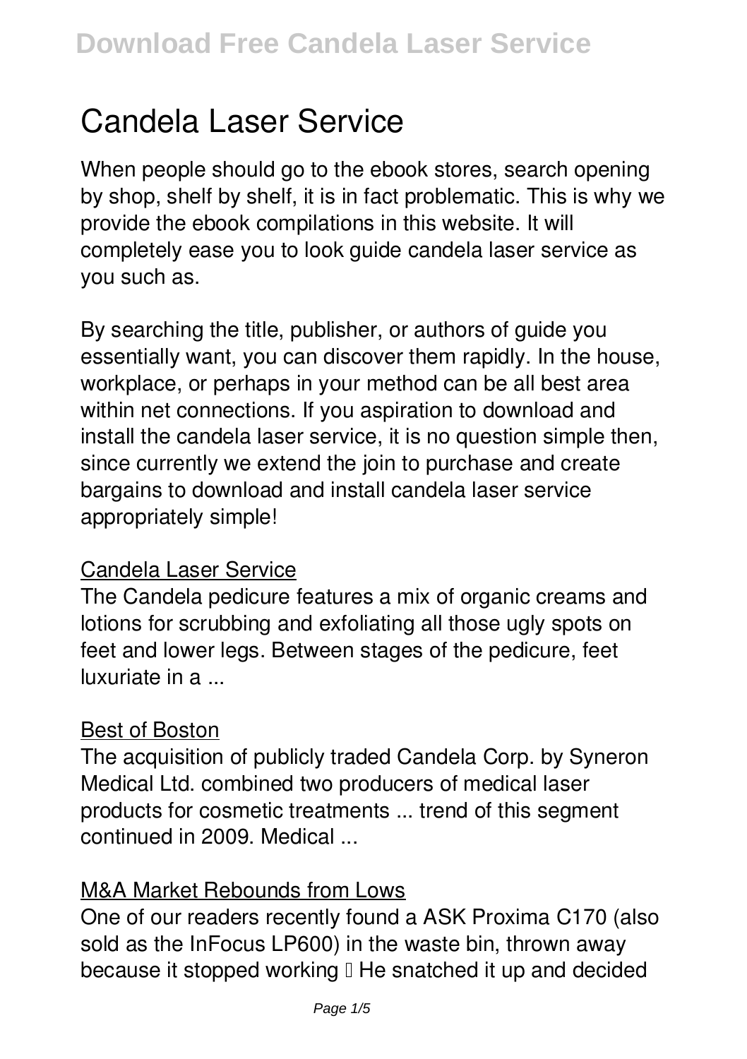# Candela Laser Service

When people should go to the ebook stores, search opening by shop, shelf by shelf, it is in fact problematic. This is why we provide the ebook compilations in this website. It will completely ease you to look guide **candela laser service** as you such as.

By searching the title, publisher, or authors of guide you essentially want, you can discover them rapidly. In the house, workplace, or perhaps in your method can be all best area within net connections. If you aspiration to download and install the candela laser service, it is no question simple then, since currently we extend the join to purchase and create bargains to download and install candela laser service appropriately simple!

## Candela Laser Service

The Candela pedicure features a mix of organic creams and lotions for scrubbing and exfoliating all those ugly spots on feet and lower legs. Between stages of the pedicure, feet luxuriate in a ...

## Best of Boston

The acquisition of publicly traded Candela Corp. by Syneron Medical Ltd. combined two producers of medical laser products for cosmetic treatments ... trend of this segment continued in 2009. Medical ...

## M&A Market Rebounds from Lows

One of our readers recently found a ASK Proxima C170 (also sold as the InFocus LP600) in the waste bin, thrown away because it stopped working — He snatched it up and decided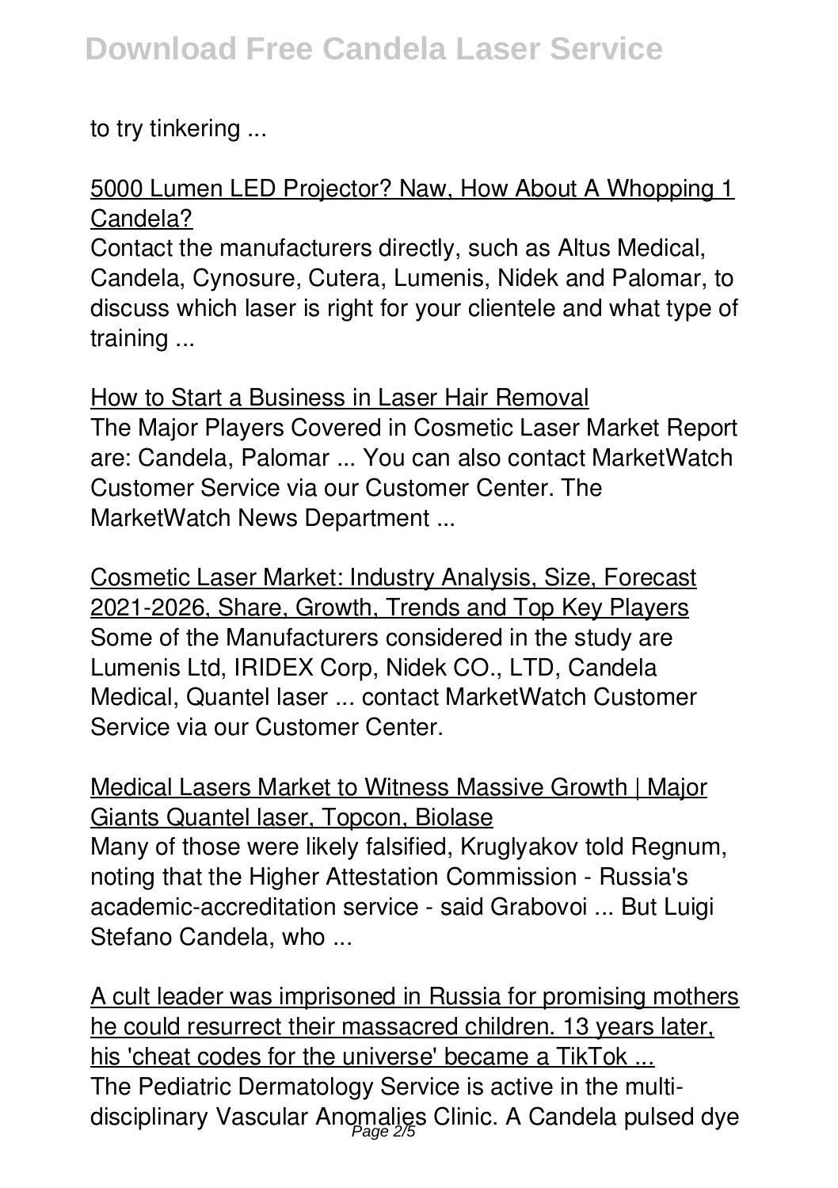to try tinkering ...

5000 Lumen LED Projector? Naw, How About A Whopping 1 Candela?

Contact the manufacturers directly, such as Altus Medical, Candela, Cynosure, Cutera, Lumenis, Nidek and Palomar, to discuss which laser is right for your clientele and what type of training ...

How to Start a Business in Laser Hair Removal

The Major Players Covered in Cosmetic Laser Market Report are: Candela, Palomar ... You can also contact MarketWatch Customer Service via our Customer Center. The MarketWatch News Department ...

Cosmetic Laser Market: Industry Analysis, Size, Forecast 2021-2026, Share, Growth, Trends and Top Key Players

Some of the Manufacturers considered in the study are Lumenis Ltd, IRIDEX Corp, Nidek CO., LTD, Candela Medical, Quantel laser ... contact MarketWatch Customer Service via our Customer Center.

Medical Lasers Market to Witness Massive Growth | Major Giants Quantel laser, Topcon, Biolase

Many of those were likely falsified, Kruglyakov told Regnum, noting that the Higher Attestation Commission - Russia's academic-accreditation service - said Grabovoi ... But Luigi Stefano Candela, who ...

A cult leader was imprisoned in Russia for promising mothers he could resurrect their massacred children. 13 years later, his 'cheat codes for the universe' became a TikTok ...

The Pediatric Dermatology Service is active in the multi-disciplinary Vascular Anomalies Clinic. A Candela pulsed dye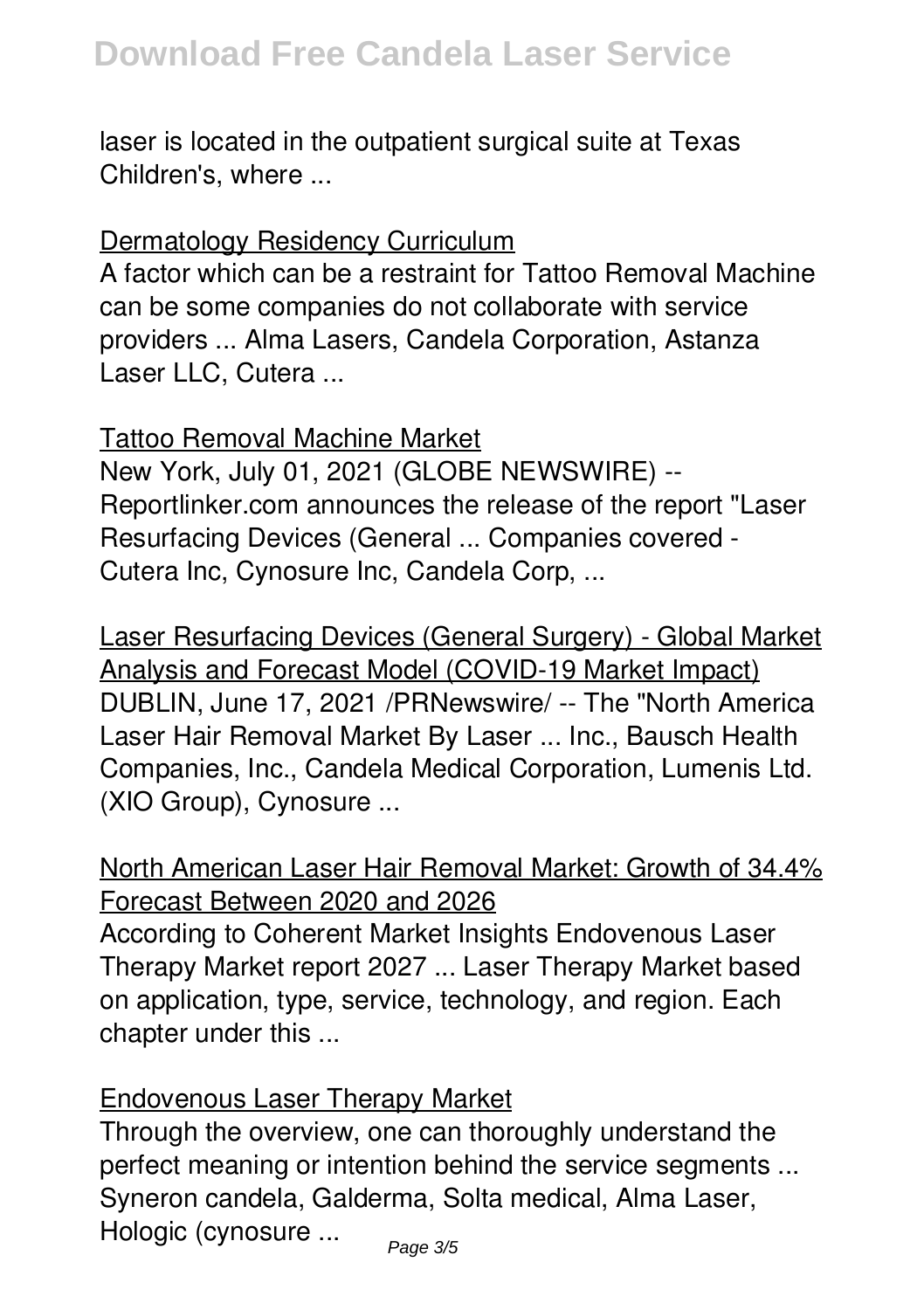laser is located in the outpatient surgical suite at Texas Children's, where ...

## Dermatology Residency Curriculum

A factor which can be a restraint for Tattoo Removal Machine can be some companies do not collaborate with service providers ... Alma Lasers, Candela Corporation, Astanza Laser LLC, Cutera ...

## Tattoo Removal Machine Market

New York, July 01, 2021 (GLOBE NEWSWIRE) -- Reportlinker.com announces the release of the report "Laser Resurfacing Devices (General ... Companies covered - Cutera Inc, Cynosure Inc, Candela Corp, ...

## Laser Resurfacing Devices (General Surgery) - Global Market Analysis and Forecast Model (COVID-19 Market Impact)

DUBLIN, June 17, 2021 /PRNewswire/ -- The "North America Laser Hair Removal Market By Laser ... Inc., Bausch Health Companies, Inc., Candela Medical Corporation, Lumenis Ltd. (XIO Group), Cynosure ...

## North American Laser Hair Removal Market: Growth of 34.4% Forecast Between 2020 and 2026

According to Coherent Market Insights Endovenous Laser Therapy Market report 2027 ... Laser Therapy Market based on application, type, service, technology, and region. Each chapter under this ...

## Endovenous Laser Therapy Market

Through the overview, one can thoroughly understand the perfect meaning or intention behind the service segments ... Syneron candela, Galderma, Solta medical, Alma Laser, Hologic (cynosure ...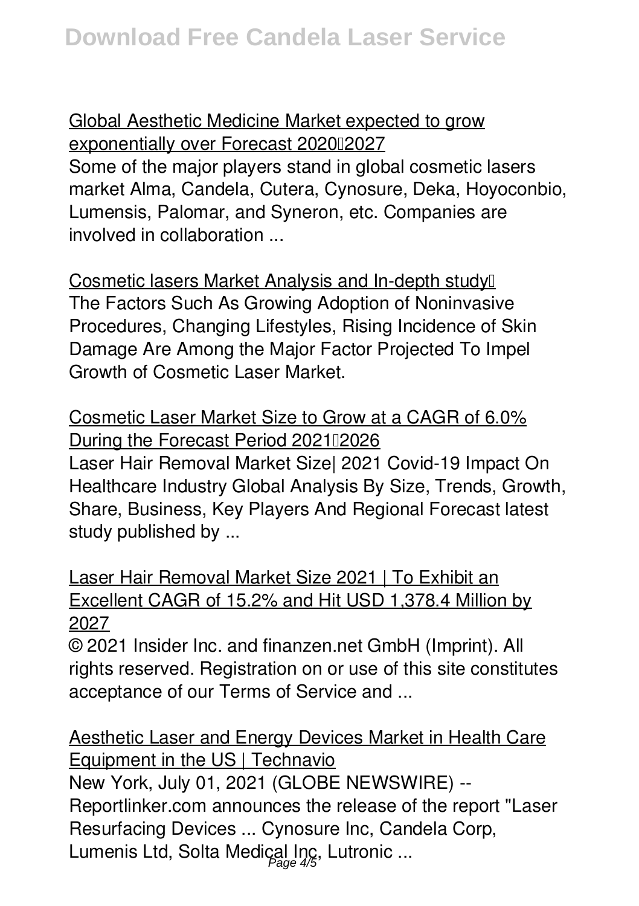Global Aesthetic Medicine Market expected to grow exponentially over Forecast 2020–2027

Some of the major players stand in global cosmetic lasers market Alma, Candela, Cutera, Cynosure, Deka, Hoyoconbio, Lumensis, Palomar, and Syneron, etc. Companies are involved in collaboration ...

Cosmetic lasers Market Analysis and In-depth study…

The Factors Such As Growing Adoption of Noninvasive Procedures, Changing Lifestyles, Rising Incidence of Skin Damage Are Among the Major Factor Projected To Impel Growth of Cosmetic Laser Market.

Cosmetic Laser Market Size to Grow at a CAGR of 6.0% During the Forecast Period 2021–2026

Laser Hair Removal Market Size| 2021 Covid-19 Impact On Healthcare Industry Global Analysis By Size, Trends, Growth, Share, Business, Key Players And Regional Forecast latest study published by ...

Laser Hair Removal Market Size 2021 | To Exhibit an Excellent CAGR of 15.2% and Hit USD 1,378.4 Million by 2027

© 2021 Insider Inc. and finanzen.net GmbH (Imprint). All rights reserved. Registration on or use of this site constitutes acceptance of our Terms of Service and ...

Aesthetic Laser and Energy Devices Market in Health Care Equipment in the US | Technavio

New York, July 01, 2021 (GLOBE NEWSWIRE) -- Reportlinker.com announces the release of the report "Laser Resurfacing Devices ... Cynosure Inc, Candela Corp, Lumenis Ltd, Solta Medical Inc, Lutronic ...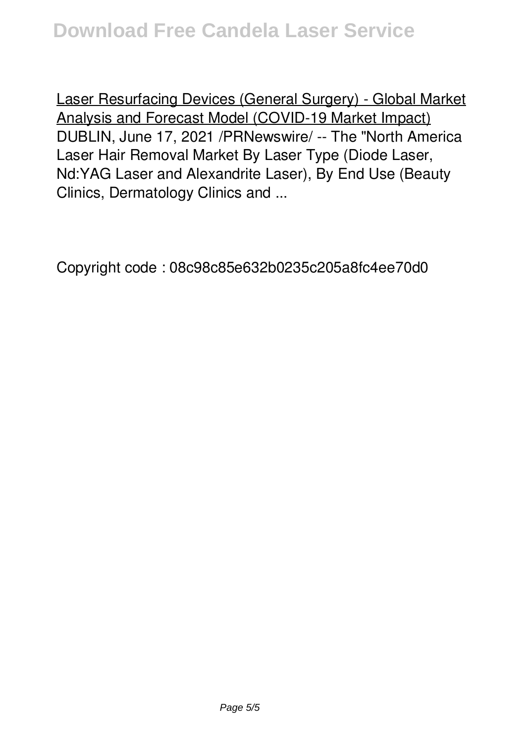Laser Resurfacing Devices (General Surgery) - Global Market Analysis and Forecast Model (COVID-19 Market Impact)
DUBLIN, June 17, 2021 /PRNewswire/ -- The "North America Laser Hair Removal Market By Laser Type (Diode Laser, Nd:YAG Laser and Alexandrite Laser), By End Use (Beauty Clinics, Dermatology Clinics and ...

Copyright code : 08c98c85e632b0235c205a8fc4ee70d0